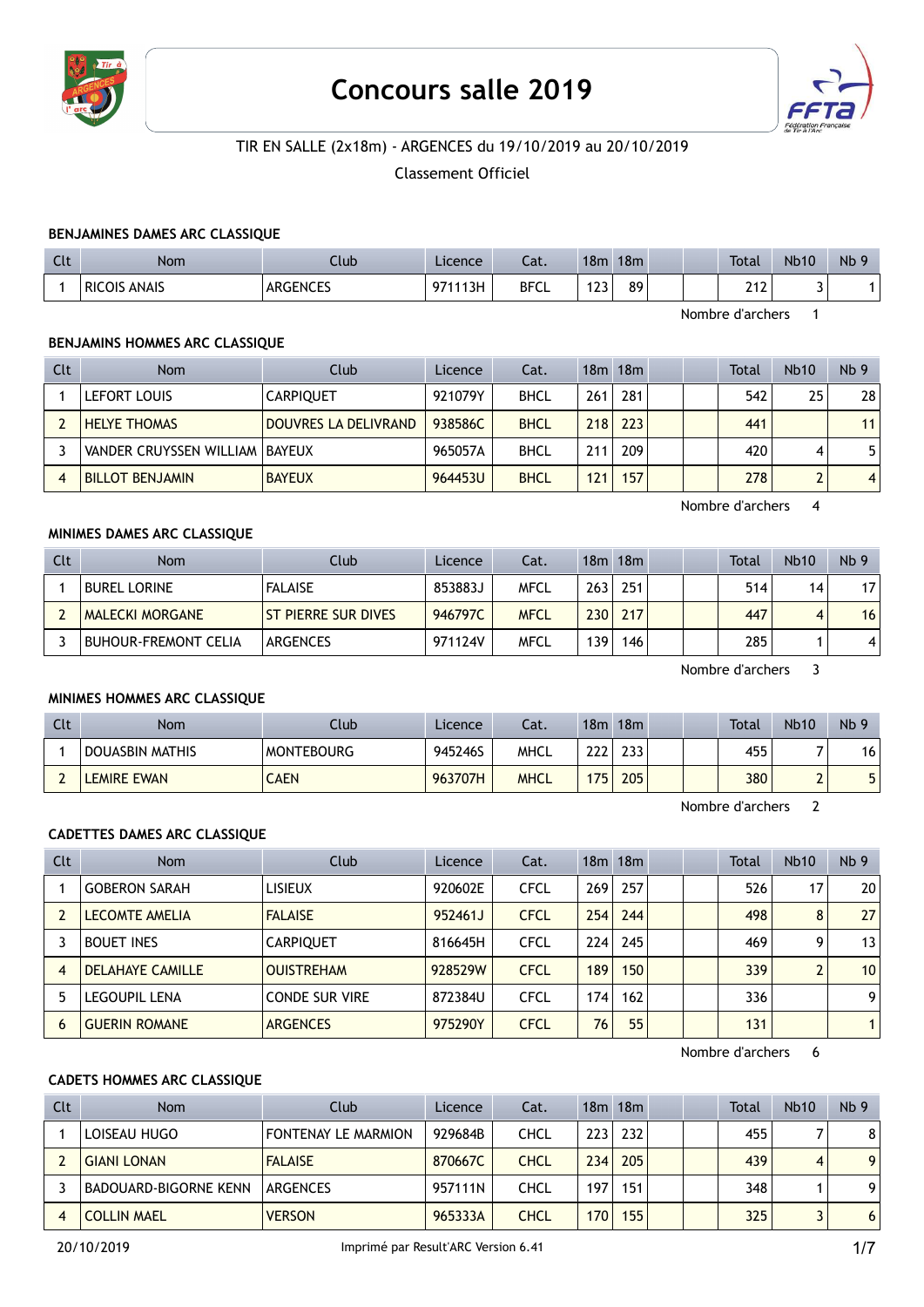# Concours salle 2019

TIR EN SALLE (2x18m) - ARGENCES du 19/10/2019 au 20/10/2019

Classement Officiel

### BENJAMINES DAMES ARC CLASSIQUE

| Clt | Nom | Club | Licence | Cat. | 18m | 18m | | | Total | Nb10 | Nb 9 |
|---|---|---|---|---|---|---|---|---|---|---|---|
| 1 | RICOIS ANAIS | ARGENCES | 971113H | BFCL | 123 | 89 | | | 212 | 3 | 1 |

Nombre d'archers 1

### BENJAMINS HOMMES ARC CLASSIQUE

| Clt | Nom | Club | Licence | Cat. | 18m | 18m | | | Total | Nb10 | Nb 9 |
|---|---|---|---|---|---|---|---|---|---|---|---|
| 1 | LEFORT LOUIS | CARPIQUET | 921079Y | BHCL | 261 | 281 | | | 542 | 25 | 28 |
| 2 | HELYE THOMAS | DOUVRES LA DELIVRAND | 938586C | BHCL | 218 | 223 | | | 441 | | 11 |
| 3 | VANDER CRUYSSEN WILLIAM | BAYEUX | 965057A | BHCL | 211 | 209 | | | 420 | 4 | 5 |
| 4 | BILLOT BENJAMIN | BAYEUX | 964453U | BHCL | 121 | 157 | | | 278 | 2 | 4 |

Nombre d'archers 4

### MINIMES DAMES ARC CLASSIQUE

| Clt | Nom | Club | Licence | Cat. | 18m | 18m | | | Total | Nb10 | Nb 9 |
|---|---|---|---|---|---|---|---|---|---|---|---|
| 1 | BUREL LORINE | FALAISE | 853883J | MFCL | 263 | 251 | | | 514 | 14 | 17 |
| 2 | MALECKI MORGANE | ST PIERRE SUR DIVES | 946797C | MFCL | 230 | 217 | | | 447 | 4 | 16 |
| 3 | BUHOUR-FREMONT CELIA | ARGENCES | 971124V | MFCL | 139 | 146 | | | 285 | 1 | 4 |

Nombre d'archers 3

### MINIMES HOMMES ARC CLASSIQUE

| Clt | Nom | Club | Licence | Cat. | 18m | 18m | | | Total | Nb10 | Nb 9 |
|---|---|---|---|---|---|---|---|---|---|---|---|
| 1 | DOUASBIN MATHIS | MONTEBOURG | 945246S | MHCL | 222 | 233 | | | 455 | 7 | 16 |
| 2 | LEMIRE EWAN | CAEN | 963707H | MHCL | 175 | 205 | | | 380 | 2 | 5 |

Nombre d'archers 2

### CADETTES DAMES ARC CLASSIQUE

| Clt | Nom | Club | Licence | Cat. | 18m | 18m | | | Total | Nb10 | Nb 9 |
|---|---|---|---|---|---|---|---|---|---|---|---|
| 1 | GOBERON SARAH | LISIEUX | 920602E | CFCL | 269 | 257 | | | 526 | 17 | 20 |
| 2 | LECOMTE AMELIA | FALAISE | 952461J | CFCL | 254 | 244 | | | 498 | 8 | 27 |
| 3 | BOUET INES | CARPIQUET | 816645H | CFCL | 224 | 245 | | | 469 | 9 | 13 |
| 4 | DELAHAYE CAMILLE | OUISTREHAM | 928529W | CFCL | 189 | 150 | | | 339 | 2 | 10 |
| 5 | LEGOUPIL LENA | CONDE SUR VIRE | 872384U | CFCL | 174 | 162 | | | 336 | | 9 |
| 6 | GUERIN ROMANE | ARGENCES | 975290Y | CFCL | 76 | 55 | | | 131 | | 1 |

Nombre d'archers 6

### CADETS HOMMES ARC CLASSIQUE

| Clt | Nom | Club | Licence | Cat. | 18m | 18m | | | Total | Nb10 | Nb 9 |
|---|---|---|---|---|---|---|---|---|---|---|---|
| 1 | LOISEAU HUGO | FONTENAY LE MARMION | 929684B | CHCL | 223 | 232 | | | 455 | 7 | 8 |
| 2 | GIANI LONAN | FALAISE | 870667C | CHCL | 234 | 205 | | | 439 | 4 | 9 |
| 3 | BADOUARD-BIGORNE KENN | ARGENCES | 957111N | CHCL | 197 | 151 | | | 348 | 1 | 9 |
| 4 | COLLIN MAEL | VERSON | 965333A | CHCL | 170 | 155 | | | 325 | 3 | 6 |

20/10/2019 Imprimé par Result'ARC Version 6.41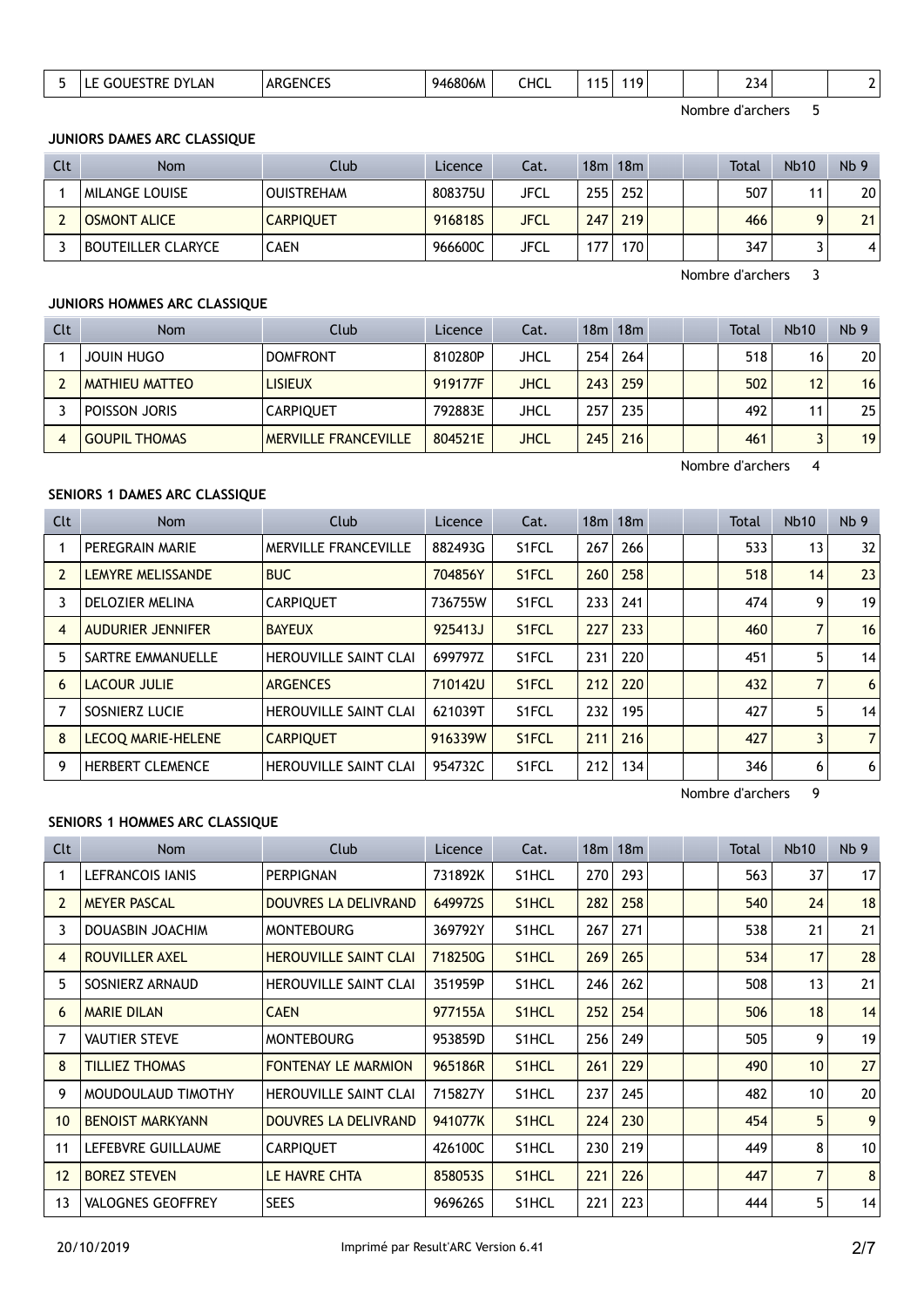| 5 | LE GOUESTRE DYLAN | ARGENCES | 946806M | CHCL | 115 | 119 | | | 234 | | 2 |
|---|---|---|---|---|---|---|---|---|---|---|---|

Nombre d'archers 5

### JUNIORS DAMES ARC CLASSIQUE

| Clt | Nom | Club | Licence | Cat. | 18m | 18m | | | Total | Nb10 | Nb 9 |
|---|---|---|---|---|---|---|---|---|---|---|---|
| 1 | MILANGE LOUISE | OUISTREHAM | 808375U | JFCL | 255 | 252 | | | 507 | 11 | 20 |
| 2 | OSMONT ALICE | CARPIQUET | 916818S | JFCL | 247 | 219 | | | 466 | 9 | 21 |
| 3 | BOUTEILLER CLARYCE | CAEN | 966600C | JFCL | 177 | 170 | | | 347 | 3 | 4 |

Nombre d'archers 3

### JUNIORS HOMMES ARC CLASSIQUE

| Clt | Nom | Club | Licence | Cat. | 18m | 18m | | | Total | Nb10 | Nb 9 |
|---|---|---|---|---|---|---|---|---|---|---|---|
| 1 | JOUIN HUGO | DOMFRONT | 810280P | JHCL | 254 | 264 | | | 518 | 16 | 20 |
| 2 | MATHIEU MATTEO | LISIEUX | 919177F | JHCL | 243 | 259 | | | 502 | 12 | 16 |
| 3 | POISSON JORIS | CARPIQUET | 792883E | JHCL | 257 | 235 | | | 492 | 11 | 25 |
| 4 | GOUPIL THOMAS | MERVILLE FRANCEVILLE | 804521E | JHCL | 245 | 216 | | | 461 | 3 | 19 |

Nombre d'archers 4

### SENIORS 1 DAMES ARC CLASSIQUE

| Clt | Nom | Club | Licence | Cat. | 18m | 18m | | | Total | Nb10 | Nb 9 |
|---|---|---|---|---|---|---|---|---|---|---|---|
| 1 | PEREGRAIN MARIE | MERVILLE FRANCEVILLE | 882493G | S1FCL | 267 | 266 | | | 533 | 13 | 32 |
| 2 | LEMYRE MELISSANDE | BUC | 704856Y | S1FCL | 260 | 258 | | | 518 | 14 | 23 |
| 3 | DELOZIER MELINA | CARPIQUET | 736755W | S1FCL | 233 | 241 | | | 474 | 9 | 19 |
| 4 | AUDURIER JENNIFER | BAYEUX | 925413J | S1FCL | 227 | 233 | | | 460 | 7 | 16 |
| 5 | SARTRE EMMANUELLE | HEROUVILLE SAINT CLAI | 699797Z | S1FCL | 231 | 220 | | | 451 | 5 | 14 |
| 6 | LACOUR JULIE | ARGENCES | 710142U | S1FCL | 212 | 220 | | | 432 | 7 | 6 |
| 7 | SOSNIERZ LUCIE | HEROUVILLE SAINT CLAI | 621039T | S1FCL | 232 | 195 | | | 427 | 5 | 14 |
| 8 | LECOQ MARIE-HELENE | CARPIQUET | 916339W | S1FCL | 211 | 216 | | | 427 | 3 | 7 |
| 9 | HERBERT CLEMENCE | HEROUVILLE SAINT CLAI | 954732C | S1FCL | 212 | 134 | | | 346 | 6 | 6 |

Nombre d'archers 9

### SENIORS 1 HOMMES ARC CLASSIQUE

| Clt | Nom | Club | Licence | Cat. | 18m | 18m | | | Total | Nb10 | Nb 9 |
|---|---|---|---|---|---|---|---|---|---|---|---|
| 1 | LEFRANCOIS IANIS | PERPIGNAN | 731892K | S1HCL | 270 | 293 | | | 563 | 37 | 17 |
| 2 | MEYER PASCAL | DOUVRES LA DELIVRAND | 649972S | S1HCL | 282 | 258 | | | 540 | 24 | 18 |
| 3 | DOUASBIN JOACHIM | MONTEBOURG | 369792Y | S1HCL | 267 | 271 | | | 538 | 21 | 21 |
| 4 | ROUVILLER AXEL | HEROUVILLE SAINT CLAI | 718250G | S1HCL | 269 | 265 | | | 534 | 17 | 28 |
| 5 | SOSNIERZ ARNAUD | HEROUVILLE SAINT CLAI | 351959P | S1HCL | 246 | 262 | | | 508 | 13 | 21 |
| 6 | MARIE DILAN | CAEN | 977155A | S1HCL | 252 | 254 | | | 506 | 18 | 14 |
| 7 | VAUTIER STEVE | MONTEBOURG | 953859D | S1HCL | 256 | 249 | | | 505 | 9 | 19 |
| 8 | TILLIEZ THOMAS | FONTENAY LE MARMION | 965186R | S1HCL | 261 | 229 | | | 490 | 10 | 27 |
| 9 | MOUDOULAUD TIMOTHY | HEROUVILLE SAINT CLAI | 715827Y | S1HCL | 237 | 245 | | | 482 | 10 | 20 |
| 10 | BENOIST MARKYANN | DOUVRES LA DELIVRAND | 941077K | S1HCL | 224 | 230 | | | 454 | 5 | 9 |
| 11 | LEFEBVRE GUILLAUME | CARPIQUET | 426100C | S1HCL | 230 | 219 | | | 449 | 8 | 10 |
| 12 | BOREZ STEVEN | LE HAVRE CHTA | 858053S | S1HCL | 221 | 226 | | | 447 | 7 | 8 |
| 13 | VALOGNES GEOFFREY | SEES | 969626S | S1HCL | 221 | 223 | | | 444 | 5 | 14 |

20/10/2019 Imprimé par Result'ARC Version 6.41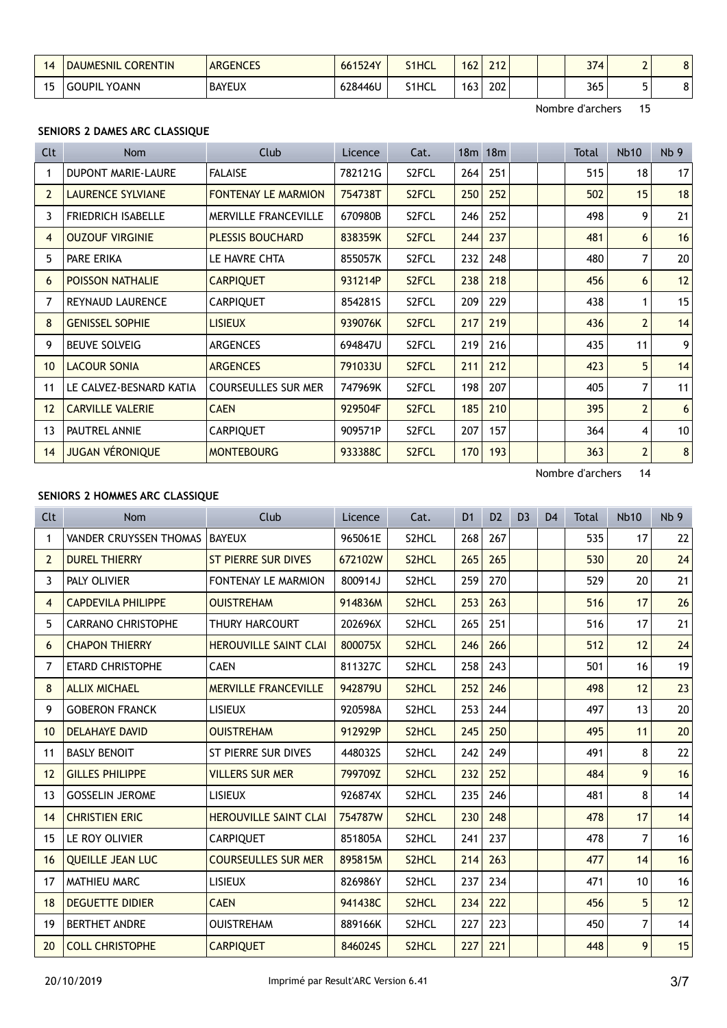| 14 | DAUMESNIL CORENTIN | ARGENCES | 661524Y | S1HCL | 162 | 212 | | | 374 | 2 | 8 |
|---|---|---|---|---|---|---|---|---|---|---|---|
| 15 | GOUPIL YOANN | BAYEUX | 628446U | S1HCL | 163 | 202 | | | 365 | 5 | 8 |

Nombre d'archers 15

**SENIORS 2 DAMES ARC CLASSIQUE**

| Clt | Nom | Club | Licence | Cat. | 18m | 18m | | | Total | Nb10 | Nb 9 |
|---|---|---|---|---|---|---|---|---|---|---|---|
| 1 | DUPONT MARIE-LAURE | FALAISE | 782121G | S2FCL | 264 | 251 | | | 515 | 18 | 17 |
| 2 | LAURENCE SYLVIANE | FONTENAY LE MARMION | 754738T | S2FCL | 250 | 252 | | | 502 | 15 | 18 |
| 3 | FRIEDRICH ISABELLE | MERVILLE FRANCEVILLE | 670980B | S2FCL | 246 | 252 | | | 498 | 9 | 21 |
| 4 | OUZOUF VIRGINIE | PLESSIS BOUCHARD | 838359K | S2FCL | 244 | 237 | | | 481 | 6 | 16 |
| 5 | PARE ERIKA | LE HAVRE CHTA | 855057K | S2FCL | 232 | 248 | | | 480 | 7 | 20 |
| 6 | POISSON NATHALIE | CARPIQUET | 931214P | S2FCL | 238 | 218 | | | 456 | 6 | 12 |
| 7 | REYNAUD LAURENCE | CARPIQUET | 854281S | S2FCL | 209 | 229 | | | 438 | 1 | 15 |
| 8 | GENISSEL SOPHIE | LISIEUX | 939076K | S2FCL | 217 | 219 | | | 436 | 2 | 14 |
| 9 | BEUVE SOLVEIG | ARGENCES | 694847U | S2FCL | 219 | 216 | | | 435 | 11 | 9 |
| 10 | LACOUR SONIA | ARGENCES | 791033U | S2FCL | 211 | 212 | | | 423 | 5 | 14 |
| 11 | LE CALVEZ-BESNARD KATIA | COURSEULLES SUR MER | 747969K | S2FCL | 198 | 207 | | | 405 | 7 | 11 |
| 12 | CARVILLE VALERIE | CAEN | 929504F | S2FCL | 185 | 210 | | | 395 | 2 | 6 |
| 13 | PAUTREL ANNIE | CARPIQUET | 909571P | S2FCL | 207 | 157 | | | 364 | 4 | 10 |
| 14 | JUGAN VÉRONIQUE | MONTEBOURG | 933388C | S2FCL | 170 | 193 | | | 363 | 2 | 8 |

Nombre d'archers 14

**SENIORS 2 HOMMES ARC CLASSIQUE**

| Clt | Nom | Club | Licence | Cat. | D1 | D2 | D3 | D4 | Total | Nb10 | Nb 9 |
|---|---|---|---|---|---|---|---|---|---|---|---|
| 1 | VANDER CRUYSSEN THOMAS | BAYEUX | 965061E | S2HCL | 268 | 267 | | | 535 | 17 | 22 |
| 2 | DUREL THIERRY | ST PIERRE SUR DIVES | 672102W | S2HCL | 265 | 265 | | | 530 | 20 | 24 |
| 3 | PALY OLIVIER | FONTENAY LE MARMION | 800914J | S2HCL | 259 | 270 | | | 529 | 20 | 21 |
| 4 | CAPDEVILA PHILIPPE | OUISTREHAM | 914836M | S2HCL | 253 | 263 | | | 516 | 17 | 26 |
| 5 | CARRANO CHRISTOPHE | THURY HARCOURT | 202696X | S2HCL | 265 | 251 | | | 516 | 17 | 21 |
| 6 | CHAPON THIERRY | HEROUVILLE SAINT CLAI | 800075X | S2HCL | 246 | 266 | | | 512 | 12 | 24 |
| 7 | ETARD CHRISTOPHE | CAEN | 811327C | S2HCL | 258 | 243 | | | 501 | 16 | 19 |
| 8 | ALLIX MICHAEL | MERVILLE FRANCEVILLE | 942879U | S2HCL | 252 | 246 | | | 498 | 12 | 23 |
| 9 | GOBERON FRANCK | LISIEUX | 920598A | S2HCL | 253 | 244 | | | 497 | 13 | 20 |
| 10 | DELAHAYE DAVID | OUISTREHAM | 912929P | S2HCL | 245 | 250 | | | 495 | 11 | 20 |
| 11 | BASLY BENOIT | ST PIERRE SUR DIVES | 448032S | S2HCL | 242 | 249 | | | 491 | 8 | 22 |
| 12 | GILLES PHILIPPE | VILLERS SUR MER | 799709Z | S2HCL | 232 | 252 | | | 484 | 9 | 16 |
| 13 | GOSSELIN JEROME | LISIEUX | 926874X | S2HCL | 235 | 246 | | | 481 | 8 | 14 |
| 14 | CHRISTIEN ERIC | HEROUVILLE SAINT CLAI | 754787W | S2HCL | 230 | 248 | | | 478 | 17 | 14 |
| 15 | LE ROY OLIVIER | CARPIQUET | 851805A | S2HCL | 241 | 237 | | | 478 | 7 | 16 |
| 16 | QUEILLE JEAN LUC | COURSEULLES SUR MER | 895815M | S2HCL | 214 | 263 | | | 477 | 14 | 16 |
| 17 | MATHIEU MARC | LISIEUX | 826986Y | S2HCL | 237 | 234 | | | 471 | 10 | 16 |
| 18 | DEGUETTE DIDIER | CAEN | 941438C | S2HCL | 234 | 222 | | | 456 | 5 | 12 |
| 19 | BERTHET ANDRE | OUISTREHAM | 889166K | S2HCL | 227 | 223 | | | 450 | 7 | 14 |
| 20 | COLL CHRISTOPHE | CARPIQUET | 846024S | S2HCL | 227 | 221 | | | 448 | 9 | 15 |

20/10/2019 Imprimé par Result'ARC Version 6.41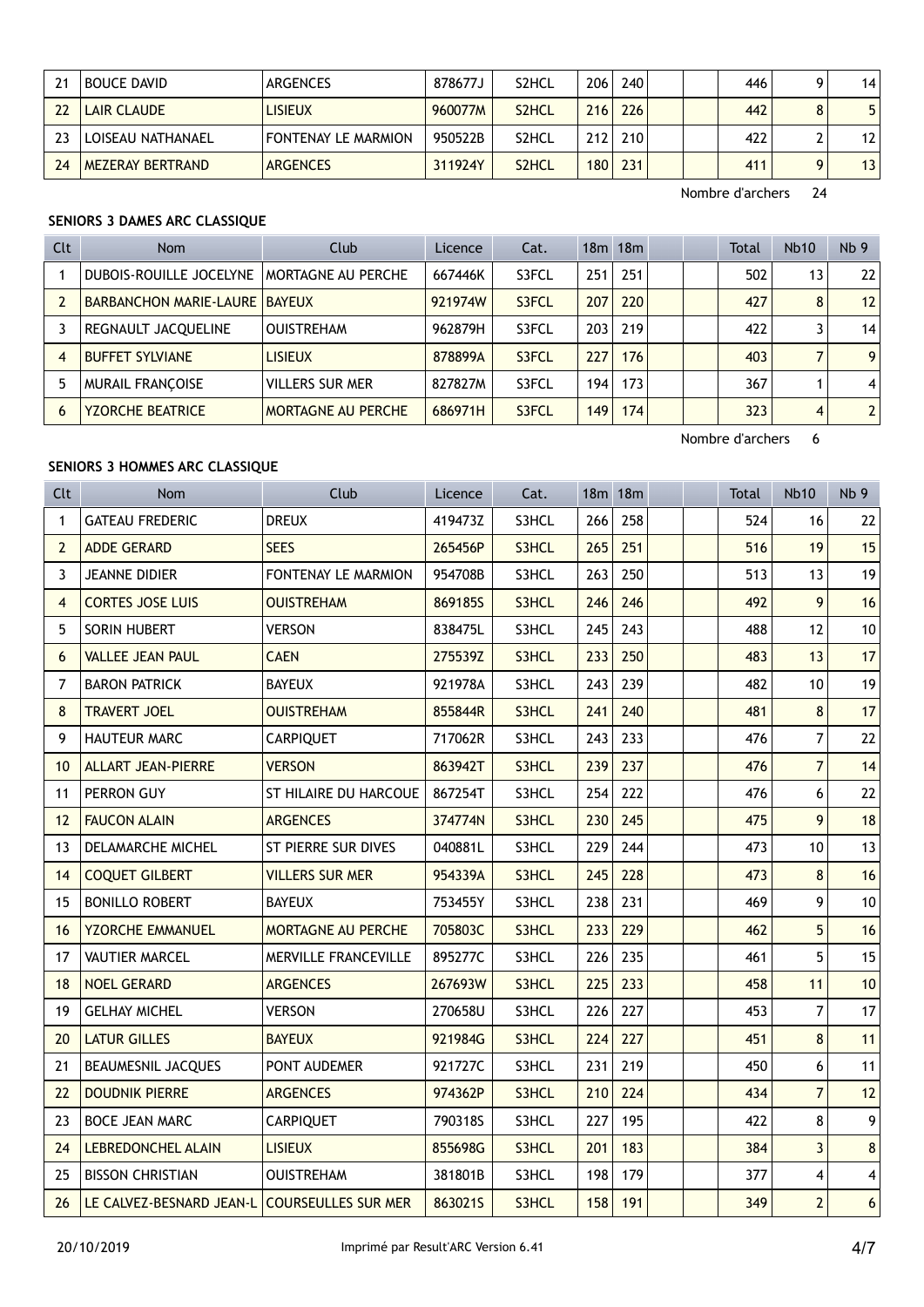| 21 | BOUCE DAVID | ARGENCES | 878677J | S2HCL | 206 | 240 | | | 446 | 9 | 14 |
|---|---|---|---|---|---|---|---|---|---|---|---|
| 22 | LAIR CLAUDE | LISIEUX | 960077M | S2HCL | 216 | 226 | | | 442 | 8 | 5 |
| 23 | LOISEAU NATHANAEL | FONTENAY LE MARMION | 950522B | S2HCL | 212 | 210 | | | 422 | 2 | 12 |
| 24 | MEZERAY BERTRAND | ARGENCES | 311924Y | S2HCL | 180 | 231 | | | 411 | 9 | 13 |

Nombre d'archers 24

**SENIORS 3 DAMES ARC CLASSIQUE**

| Clt | Nom | Club | Licence | Cat. | 18m | 18m | | | Total | Nb10 | Nb 9 |
|---|---|---|---|---|---|---|---|---|---|---|---|
| 1 | DUBOIS-ROUILLE JOCELYNE | MORTAGNE AU PERCHE | 667446K | S3FCL | 251 | 251 | | | 502 | 13 | 22 |
| 2 | BARBANCHON MARIE-LAURE | BAYEUX | 921974W | S3FCL | 207 | 220 | | | 427 | 8 | 12 |
| 3 | REGNAULT JACQUELINE | OUISTREHAM | 962879H | S3FCL | 203 | 219 | | | 422 | 3 | 14 |
| 4 | BUFFET SYLVIANE | LISIEUX | 878899A | S3FCL | 227 | 176 | | | 403 | 7 | 9 |
| 5 | MURAIL FRANÇOISE | VILLERS SUR MER | 827827M | S3FCL | 194 | 173 | | | 367 | 1 | 4 |
| 6 | YZORCHE BEATRICE | MORTAGNE AU PERCHE | 686971H | S3FCL | 149 | 174 | | | 323 | 4 | 2 |

Nombre d'archers 6

**SENIORS 3 HOMMES ARC CLASSIQUE**

| Clt | Nom | Club | Licence | Cat. | 18m | 18m | | | Total | Nb10 | Nb 9 |
|---|---|---|---|---|---|---|---|---|---|---|---|
| 1 | GATEAU FREDERIC | DREUX | 419473Z | S3HCL | 266 | 258 | | | 524 | 16 | 22 |
| 2 | ADDE GERARD | SEES | 265456P | S3HCL | 265 | 251 | | | 516 | 19 | 15 |
| 3 | JEANNE DIDIER | FONTENAY LE MARMION | 954708B | S3HCL | 263 | 250 | | | 513 | 13 | 19 |
| 4 | CORTES JOSE LUIS | OUISTREHAM | 869185S | S3HCL | 246 | 246 | | | 492 | 9 | 16 |
| 5 | SORIN HUBERT | VERSON | 838475L | S3HCL | 245 | 243 | | | 488 | 12 | 10 |
| 6 | VALLEE JEAN PAUL | CAEN | 275539Z | S3HCL | 233 | 250 | | | 483 | 13 | 17 |
| 7 | BARON PATRICK | BAYEUX | 921978A | S3HCL | 243 | 239 | | | 482 | 10 | 19 |
| 8 | TRAVERT JOEL | OUISTREHAM | 855844R | S3HCL | 241 | 240 | | | 481 | 8 | 17 |
| 9 | HAUTEUR MARC | CARPIQUET | 717062R | S3HCL | 243 | 233 | | | 476 | 7 | 22 |
| 10 | ALLART JEAN-PIERRE | VERSON | 863942T | S3HCL | 239 | 237 | | | 476 | 7 | 14 |
| 11 | PERRON GUY | ST HILAIRE DU HARCOUE | 867254T | S3HCL | 254 | 222 | | | 476 | 6 | 22 |
| 12 | FAUCON ALAIN | ARGENCES | 374774N | S3HCL | 230 | 245 | | | 475 | 9 | 18 |
| 13 | DELAMARCHE MICHEL | ST PIERRE SUR DIVES | 040881L | S3HCL | 229 | 244 | | | 473 | 10 | 13 |
| 14 | COQUET GILBERT | VILLERS SUR MER | 954339A | S3HCL | 245 | 228 | | | 473 | 8 | 16 |
| 15 | BONILLO ROBERT | BAYEUX | 753455Y | S3HCL | 238 | 231 | | | 469 | 9 | 10 |
| 16 | YZORCHE EMMANUEL | MORTAGNE AU PERCHE | 705803C | S3HCL | 233 | 229 | | | 462 | 5 | 16 |
| 17 | VAUTIER MARCEL | MERVILLE FRANCEVILLE | 895277C | S3HCL | 226 | 235 | | | 461 | 5 | 15 |
| 18 | NOEL GERARD | ARGENCES | 267693W | S3HCL | 225 | 233 | | | 458 | 11 | 10 |
| 19 | GELHAY MICHEL | VERSON | 270658U | S3HCL | 226 | 227 | | | 453 | 7 | 17 |
| 20 | LATUR GILLES | BAYEUX | 921984G | S3HCL | 224 | 227 | | | 451 | 8 | 11 |
| 21 | BEAUMESNIL JACQUES | PONT AUDEMER | 921727C | S3HCL | 231 | 219 | | | 450 | 6 | 11 |
| 22 | DOUDNIK PIERRE | ARGENCES | 974362P | S3HCL | 210 | 224 | | | 434 | 7 | 12 |
| 23 | BOCE JEAN MARC | CARPIQUET | 790318S | S3HCL | 227 | 195 | | | 422 | 8 | 9 |
| 24 | LEBREDONCHEL ALAIN | LISIEUX | 855698G | S3HCL | 201 | 183 | | | 384 | 3 | 8 |
| 25 | BISSON CHRISTIAN | OUISTREHAM | 381801B | S3HCL | 198 | 179 | | | 377 | 4 | 4 |
| 26 | LE CALVEZ-BESNARD JEAN-L | COURSEULLES SUR MER | 863021S | S3HCL | 158 | 191 | | | 349 | 2 | 6 |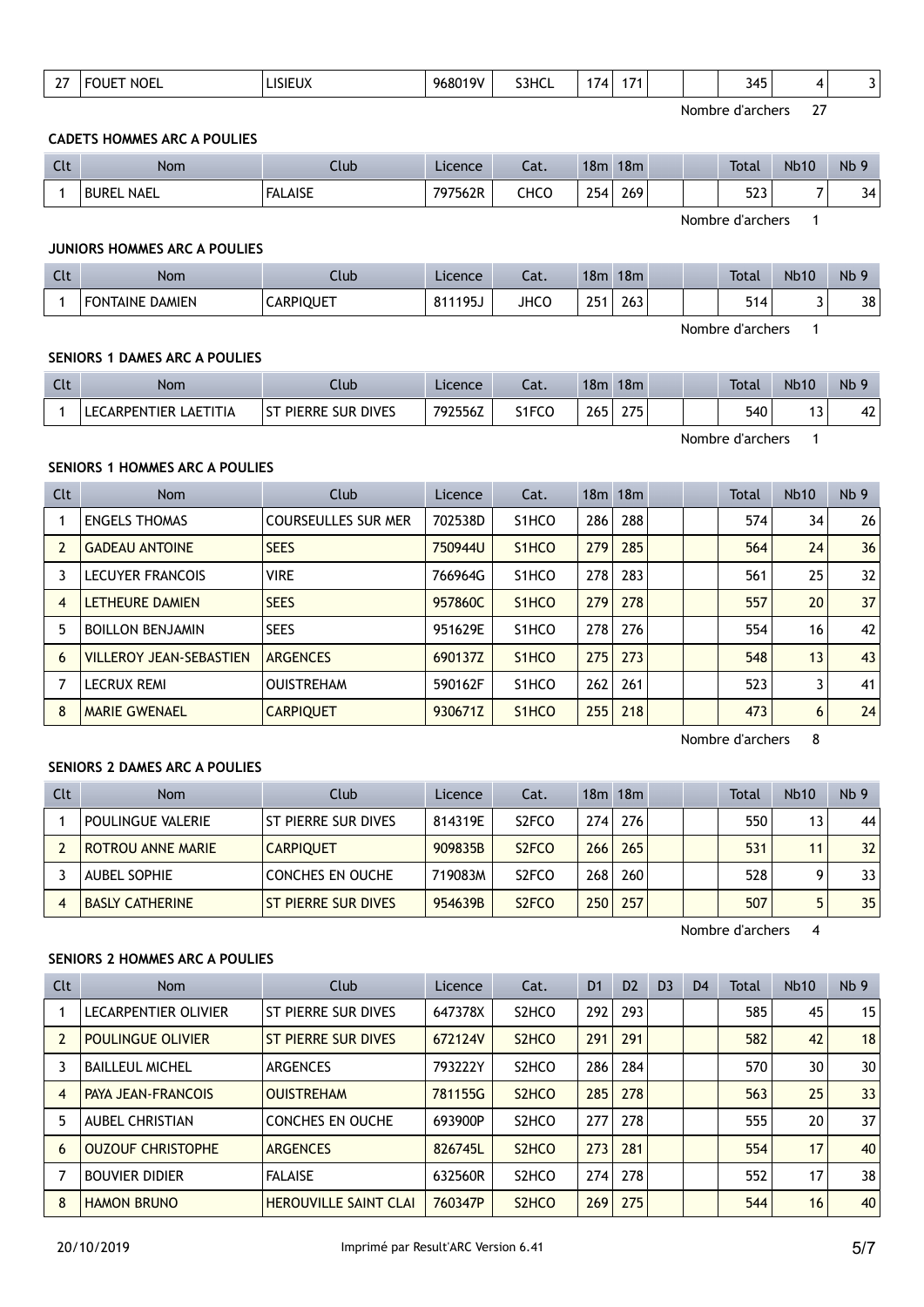| 27 | FOUET NOEL | LISIEUX | 968019V | S3HCL | 174 | 171 | | | 345 | 4 | 3 |
|---|---|---|---|---|---|---|---|---|---|---|---|

Nombre d'archers 27

### CADETS HOMMES ARC A POULIES

| Clt | Nom | Club | Licence | Cat. | 18m | 18m | | | Total | Nb10 | Nb 9 |
|---|---|---|---|---|---|---|---|---|---|---|---|
| 1 | BUREL NAEL | FALAISE | 797562R | CHCO | 254 | 269 | | | 523 | 7 | 34 |

Nombre d'archers 1

### JUNIORS HOMMES ARC A POULIES

| Clt | Nom | Club | Licence | Cat. | 18m | 18m | | | Total | Nb10 | Nb 9 |
|---|---|---|---|---|---|---|---|---|---|---|---|
| 1 | FONTAINE DAMIEN | CARPIQUET | 811195J | JHCO | 251 | 263 | | | 514 | 3 | 38 |

Nombre d'archers 1

### SENIORS 1 DAMES ARC A POULIES

| Clt | Nom | Club | Licence | Cat. | 18m | 18m | | | Total | Nb10 | Nb 9 |
|---|---|---|---|---|---|---|---|---|---|---|---|
| 1 | LECARPENTIER LAETITIA | ST PIERRE SUR DIVES | 792556Z | S1FCO | 265 | 275 | | | 540 | 13 | 42 |

Nombre d'archers 1

### SENIORS 1 HOMMES ARC A POULIES

| Clt | Nom | Club | Licence | Cat. | 18m | 18m | | | Total | Nb10 | Nb 9 |
|---|---|---|---|---|---|---|---|---|---|---|---|
| 1 | ENGELS THOMAS | COURSEULLES SUR MER | 702538D | S1HCO | 286 | 288 | | | 574 | 34 | 26 |
| 2 | GADEAU ANTOINE | SEES | 750944U | S1HCO | 279 | 285 | | | 564 | 24 | 36 |
| 3 | LECUYER FRANCOIS | VIRE | 766964G | S1HCO | 278 | 283 | | | 561 | 25 | 32 |
| 4 | LETHEURE DAMIEN | SEES | 957860C | S1HCO | 279 | 278 | | | 557 | 20 | 37 |
| 5 | BOILLON BENJAMIN | SEES | 951629E | S1HCO | 278 | 276 | | | 554 | 16 | 42 |
| 6 | VILLEROY JEAN-SEBASTIEN | ARGENCES | 690137Z | S1HCO | 275 | 273 | | | 548 | 13 | 43 |
| 7 | LECRUX REMI | OUISTREHAM | 590162F | S1HCO | 262 | 261 | | | 523 | 3 | 41 |
| 8 | MARIE GWENAEL | CARPIQUET | 930671Z | S1HCO | 255 | 218 | | | 473 | 6 | 24 |

Nombre d'archers 8

### SENIORS 2 DAMES ARC A POULIES

| Clt | Nom | Club | Licence | Cat. | 18m | 18m | | | Total | Nb10 | Nb 9 |
|---|---|---|---|---|---|---|---|---|---|---|---|
| 1 | POULINGUE VALERIE | ST PIERRE SUR DIVES | 814319E | S2FCO | 274 | 276 | | | 550 | 13 | 44 |
| 2 | ROTROU ANNE MARIE | CARPIQUET | 909835B | S2FCO | 266 | 265 | | | 531 | 11 | 32 |
| 3 | AUBEL SOPHIE | CONCHES EN OUCHE | 719083M | S2FCO | 268 | 260 | | | 528 | 9 | 33 |
| 4 | BASLY CATHERINE | ST PIERRE SUR DIVES | 954639B | S2FCO | 250 | 257 | | | 507 | 5 | 35 |

Nombre d'archers 4

### SENIORS 2 HOMMES ARC A POULIES

| Clt | Nom | Club | Licence | Cat. | D1 | D2 | D3 | D4 | Total | Nb10 | Nb 9 |
|---|---|---|---|---|---|---|---|---|---|---|---|
| 1 | LECARPENTIER OLIVIER | ST PIERRE SUR DIVES | 647378X | S2HCO | 292 | 293 | | | 585 | 45 | 15 |
| 2 | POULINGUE OLIVIER | ST PIERRE SUR DIVES | 672124V | S2HCO | 291 | 291 | | | 582 | 42 | 18 |
| 3 | BAILLEUL MICHEL | ARGENCES | 793222Y | S2HCO | 286 | 284 | | | 570 | 30 | 30 |
| 4 | PAYA JEAN-FRANCOIS | OUISTREHAM | 781155G | S2HCO | 285 | 278 | | | 563 | 25 | 33 |
| 5 | AUBEL CHRISTIAN | CONCHES EN OUCHE | 693900P | S2HCO | 277 | 278 | | | 555 | 20 | 37 |
| 6 | OUZOUF CHRISTOPHE | ARGENCES | 826745L | S2HCO | 273 | 281 | | | 554 | 17 | 40 |
| 7 | BOUVIER DIDIER | FALAISE | 632560R | S2HCO | 274 | 278 | | | 552 | 17 | 38 |
| 8 | HAMON BRUNO | HEROUVILLE SAINT CLAI | 760347P | S2HCO | 269 | 275 | | | 544 | 16 | 40 |

20/10/2019 Imprimé par Result'ARC Version 6.41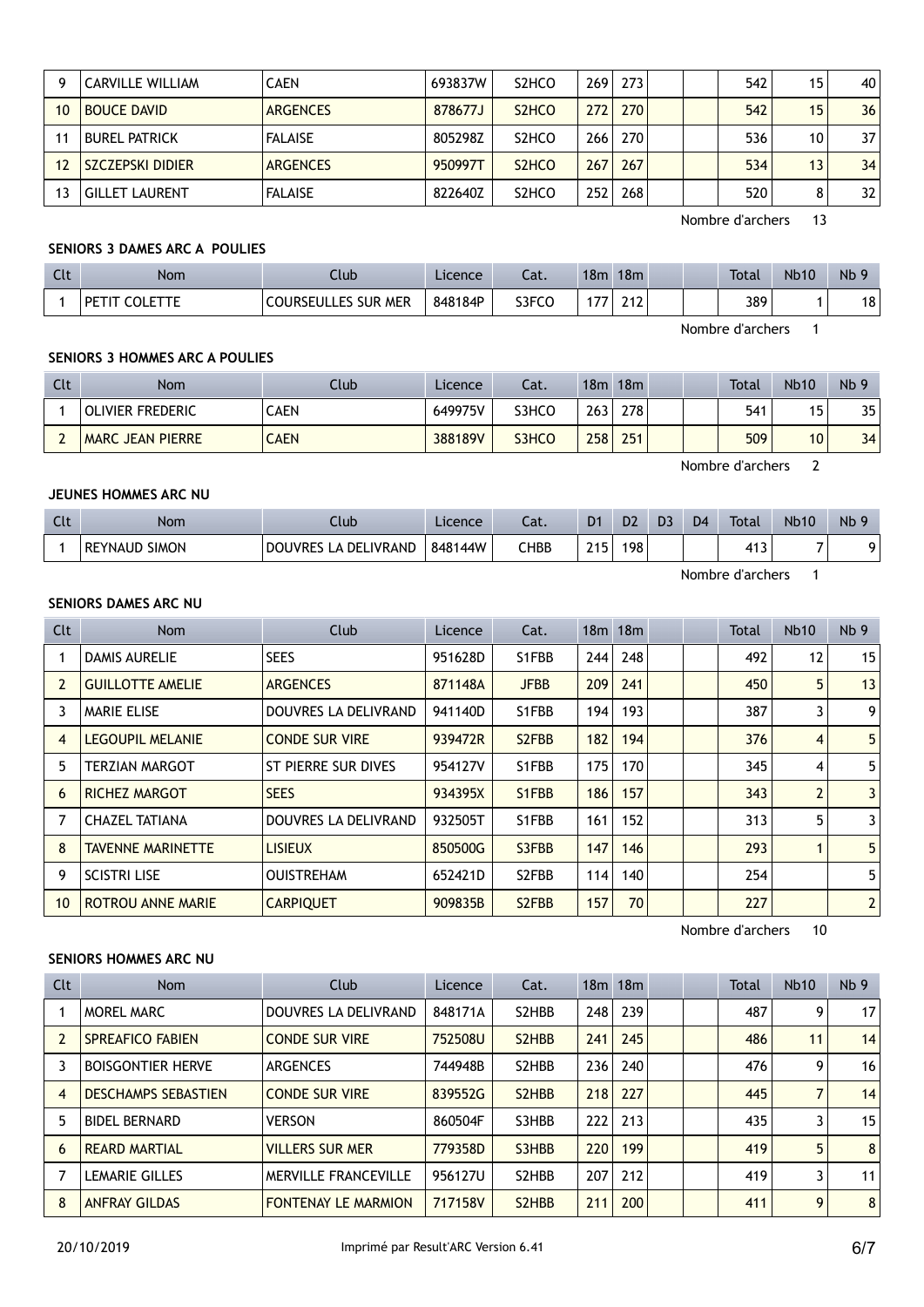| Clt | Nom | Club | Licence | Cat. | 18m | 18m | | | Total | Nb10 | Nb 9 |
|---|---|---|---|---|---|---|---|---|---|---|---|
| 9 | CARVILLE WILLIAM | CAEN | 693837W | S2HCO | 269 | 273 | | | 542 | 15 | 40 |
| 10 | BOUCE DAVID | ARGENCES | 878677J | S2HCO | 272 | 270 | | | 542 | 15 | 36 |
| 11 | BUREL PATRICK | FALAISE | 805298Z | S2HCO | 266 | 270 | | | 536 | 10 | 37 |
| 12 | SZCZEPSKI DIDIER | ARGENCES | 950997T | S2HCO | 267 | 267 | | | 534 | 13 | 34 |
| 13 | GILLET LAURENT | FALAISE | 822640Z | S2HCO | 252 | 268 | | | 520 | 8 | 32 |

Nombre d'archers 13

### SENIORS 3 DAMES ARC A POULIES

| Clt | Nom | Club | Licence | Cat. | 18m | 18m | | | Total | Nb10 | Nb 9 |
|---|---|---|---|---|---|---|---|---|---|---|---|
| 1 | PETIT COLETTE | COURSEULLES SUR MER | 848184P | S3FCO | 177 | 212 | | | 389 | 1 | 18 |

Nombre d'archers 1

### SENIORS 3 HOMMES ARC A POULIES

| Clt | Nom | Club | Licence | Cat. | 18m | 18m | | | Total | Nb10 | Nb 9 |
|---|---|---|---|---|---|---|---|---|---|---|---|
| 1 | OLIVIER FREDERIC | CAEN | 649975V | S3HCO | 263 | 278 | | | 541 | 15 | 35 |
| 2 | MARC JEAN PIERRE | CAEN | 388189V | S3HCO | 258 | 251 | | | 509 | 10 | 34 |

Nombre d'archers 2

### JEUNES HOMMES ARC NU

| Clt | Nom | Club | Licence | Cat. | D1 | D2 | D3 | D4 | Total | Nb10 | Nb 9 |
|---|---|---|---|---|---|---|---|---|---|---|---|
| 1 | REYNAUD SIMON | DOUVRES LA DELIVRAND | 848144W | CHBB | 215 | 198 | | | 413 | 7 | 9 |

Nombre d'archers 1

### SENIORS DAMES ARC NU

| Clt | Nom | Club | Licence | Cat. | 18m | 18m | | | Total | Nb10 | Nb 9 |
|---|---|---|---|---|---|---|---|---|---|---|---|
| 1 | DAMIS AURELIE | SEES | 951628D | S1FBB | 244 | 248 | | | 492 | 12 | 15 |
| 2 | GUILLOTTE AMELIE | ARGENCES | 871148A | JFBB | 209 | 241 | | | 450 | 5 | 13 |
| 3 | MARIE ELISE | DOUVRES LA DELIVRAND | 941140D | S1FBB | 194 | 193 | | | 387 | 3 | 9 |
| 4 | LEGOUPIL MELANIE | CONDE SUR VIRE | 939472R | S2FBB | 182 | 194 | | | 376 | 4 | 5 |
| 5 | TERZIAN MARGOT | ST PIERRE SUR DIVES | 954127V | S1FBB | 175 | 170 | | | 345 | 4 | 5 |
| 6 | RICHEZ MARGOT | SEES | 934395X | S1FBB | 186 | 157 | | | 343 | 2 | 3 |
| 7 | CHAZEL TATIANA | DOUVRES LA DELIVRAND | 932505T | S1FBB | 161 | 152 | | | 313 | 5 | 3 |
| 8 | TAVENNE MARINETTE | LISIEUX | 850500G | S3FBB | 147 | 146 | | | 293 | 1 | 5 |
| 9 | SCISTRI LISE | OUISTREHAM | 652421D | S2FBB | 114 | 140 | | | 254 | | 5 |
| 10 | ROTROU ANNE MARIE | CARPIQUET | 909835B | S2FBB | 157 | 70 | | | 227 | | 2 |

Nombre d'archers 10

### SENIORS HOMMES ARC NU

| Clt | Nom | Club | Licence | Cat. | 18m | 18m | | | Total | Nb10 | Nb 9 |
|---|---|---|---|---|---|---|---|---|---|---|---|
| 1 | MOREL MARC | DOUVRES LA DELIVRAND | 848171A | S2HBB | 248 | 239 | | | 487 | 9 | 17 |
| 2 | SPREAFICO FABIEN | CONDE SUR VIRE | 752508U | S2HBB | 241 | 245 | | | 486 | 11 | 14 |
| 3 | BOISGONTIER HERVE | ARGENCES | 744948B | S2HBB | 236 | 240 | | | 476 | 9 | 16 |
| 4 | DESCHAMPS SEBASTIEN | CONDE SUR VIRE | 839552G | S2HBB | 218 | 227 | | | 445 | 7 | 14 |
| 5 | BIDEL BERNARD | VERSON | 860504F | S3HBB | 222 | 213 | | | 435 | 3 | 15 |
| 6 | REARD MARTIAL | VILLERS SUR MER | 779358D | S3HBB | 220 | 199 | | | 419 | 5 | 8 |
| 7 | LEMARIE GILLES | MERVILLE FRANCEVILLE | 956127U | S2HBB | 207 | 212 | | | 419 | 3 | 11 |
| 8 | ANFRAY GILDAS | FONTENAY LE MARMION | 717158V | S2HBB | 211 | 200 | | | 411 | 9 | 8 |

20/10/2019 Imprimé par Result'ARC Version 6.41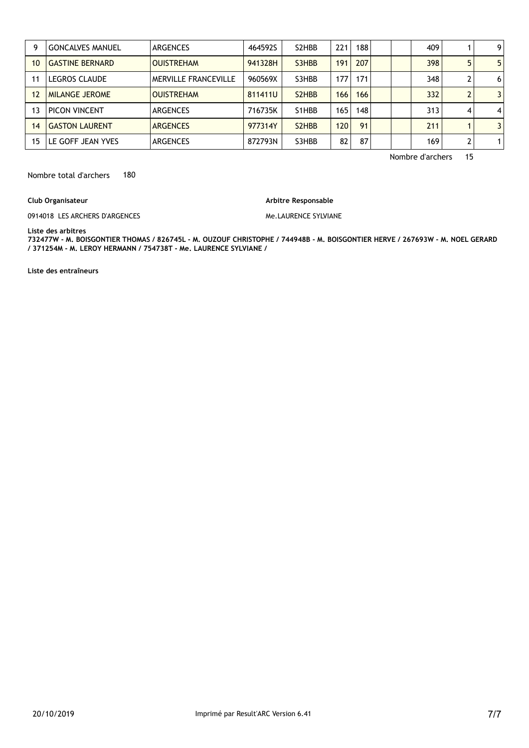| | | | | | | | | | | | |
|---|---|---|---|---|---|---|---|---|---|---|---|
| 9 | GONCALVES MANUEL | ARGENCES | 464592S | S2HBB | 221 | 188 | | | 409 | 1 | 9 |
| 10 | GASTINE BERNARD | OUISTREHAM | 941328H | S3HBB | 191 | 207 | | | 398 | 5 | 5 |
| 11 | LEGROS CLAUDE | MERVILLE FRANCEVILLE | 960569X | S3HBB | 177 | 171 | | | 348 | 2 | 6 |
| 12 | MILANGE JEROME | OUISTREHAM | 811411U | S2HBB | 166 | 166 | | | 332 | 2 | 3 |
| 13 | PICON VINCENT | ARGENCES | 716735K | S1HBB | 165 | 148 | | | 313 | 4 | 4 |
| 14 | GASTON LAURENT | ARGENCES | 977314Y | S2HBB | 120 | 91 | | | 211 | 1 | 3 |
| 15 | LE GOFF JEAN YVES | ARGENCES | 872793N | S3HBB | 82 | 87 | | | 169 | 2 | 1 |

Nombre d'archers 15

Nombre total d'archers 180

**Club Organisateur**

0914018 LES ARCHERS D'ARGENCES

**Arbitre Responsable**

Me.LAURENCE SYLVIANE

**Liste des arbitres**

**732477W - M. BOISGONTIER THOMAS / 826745L - M. OUZOUF CHRISTOPHE / 744948B - M. BOISGONTIER HERVE / 267693W - M. NOEL GERARD / 371254M - M. LEROY HERMANN / 754738T - Me. LAURENCE SYLVIANE /**

**Liste des entraîneurs**

20/10/2019 Imprimé par Result'ARC Version 6.41